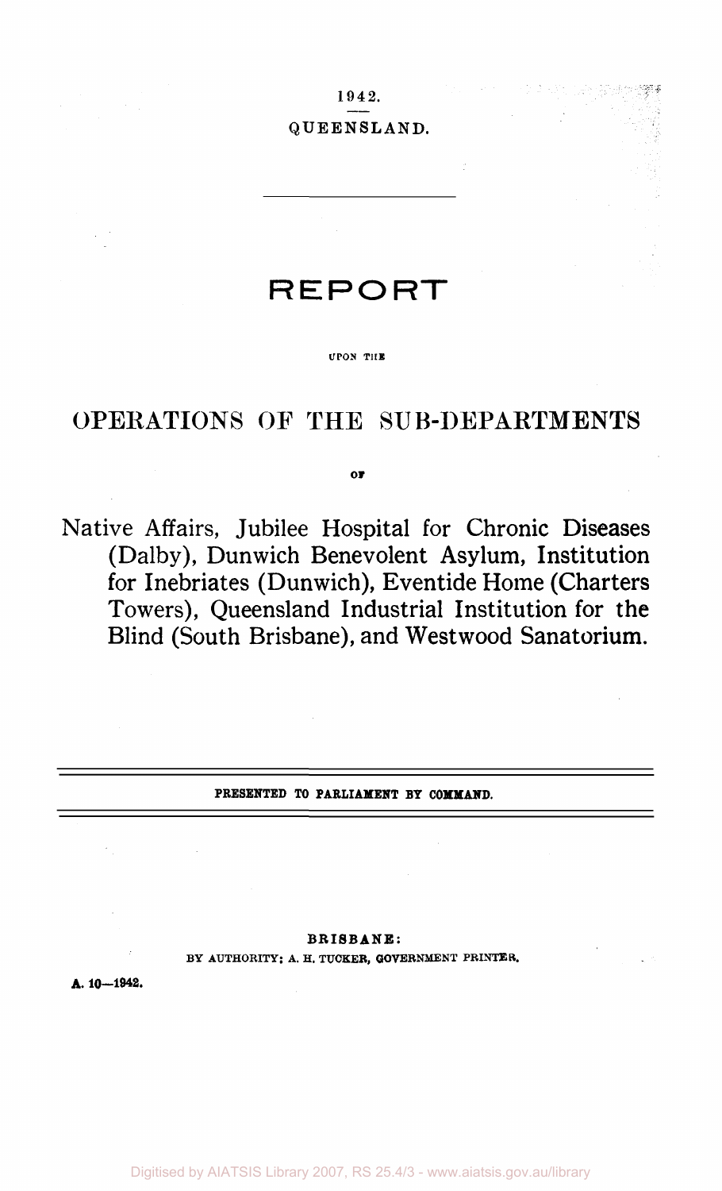1942.

QUEENSLAND.

# REPORT

UPON THE

## OPERATIONS OF THE SUB-DEPARTMENTS

OF

## Native Affairs, Jubilee Hospital for Chronic Diseases (Dalby), Dunwich Benevolent Asylum, Institution for Inebriates (Dunwich), Eventide Home (Charters Towers), Queensland Industrial Institution for the Blind (South Brisbane), and Westwood Sanatorium.

**PRESENTED TO PARLIAMENT BY COMMAND.**

**BRISBANE:**
BY AUTHORITY: A. H. TUCKER, GOVERNMENT PRINTER.

**A. 10—1942.**

Digitised by AIATSIS Library 2007, RS 25.4/3 - www.aiatsis.gov.au/library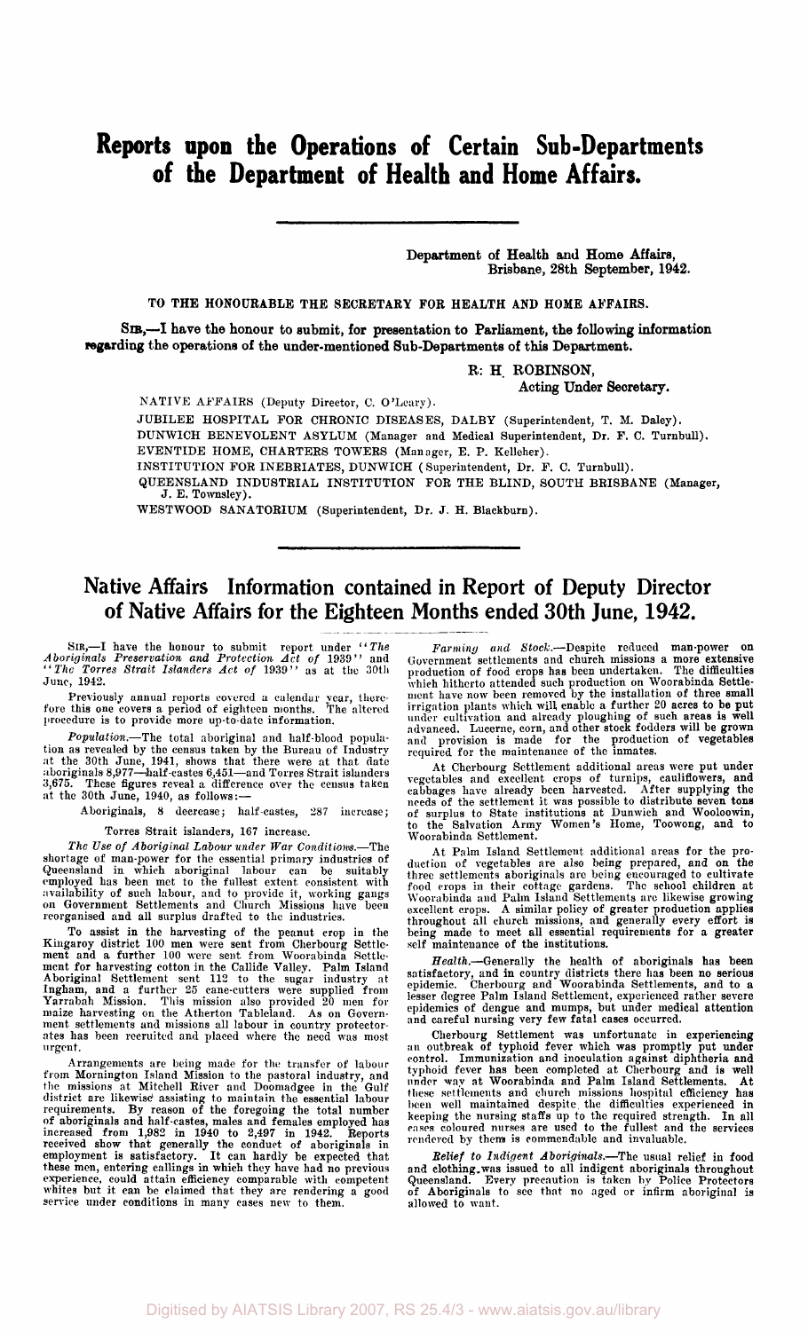# Reports upon the Operations of Certain Sub-Departments of the Department of Health and Home Affairs.

Department of Health and Home Affairs,
Brisbane, 28th September, 1942.

TO THE HONOURABLE THE SECRETARY FOR HEALTH AND HOME AFFAIRS.

SIR,—I have the honour to submit, for presentation to Parliament, the following information regarding the operations of the under-mentioned Sub-Departments of this Department.

R. H. ROBINSON,
Acting Under Secretary.

NATIVE AFFAIRS (Deputy Director, C. O'Leary).

JUBILEE HOSPITAL FOR CHRONIC DISEASES, DALBY (Superintendent, T. M. Daley).

DUNWICH BENEVOLENT ASYLUM (Manager and Medical Superintendent, Dr. F. C. Turnbull).

EVENTIDE HOME, CHARTERS TOWERS (Manager, E. P. Kelleher).

INSTITUTION FOR INEBRIATES, DUNWICH (Superintendent, Dr. F. C. Turnbull).

QUEENSLAND INDUSTRIAL INSTITUTION FOR THE BLIND, SOUTH BRISBANE (Manager, J. E. Townsley).

WESTWOOD SANATORIUM (Superintendent, Dr. J. H. Blackburn).

## Native Affairs Information contained in Report of Deputy Director of Native Affairs for the Eighteen Months ended 30th June, 1942.

SIR,—I have the honour to submit report under "*The Aboriginals Preservation and Protection Act of* 1939" and "*The Torres Strait Islanders Act of* 1939" as at the 30th June, 1942.

Previously annual reports covered a calendar year, therefore this one covers a period of eighteen months. The altered procedure is to provide more up-to-date information.

*Population.*—The total aboriginal and half-blood population as revealed by the census taken by the Bureau of Industry at the 30th June, 1941, shows that there were at that date aboriginals 8,977—half-castes 6,451—and Torres Strait islanders 3,675. These figures reveal a difference over the census taken at the 30th June, 1940, as follows:—

Aboriginals, 8 decrease; half-castes, 287 increase;

Torres Strait islanders, 167 increase.

*The Use of Aboriginal Labour under War Conditions.*—The shortage of man-power for the essential primary industries of Queensland in which aboriginal labour can be suitably employed has been met to the fullest extent consistent with availability of such labour, and to provide it, working gangs on Government Settlements and Church Missions have been reorganised and all surplus drafted to the industries.

To assist in the harvesting of the peanut crop in the Kingaroy district 100 men were sent from Cherbourg Settlement and a further 100 were sent from Woorabinda Settlement for harvesting cotton in the Callide Valley. Palm Island Aboriginal Settlement sent 112 to the sugar industry at Ingham, and a further 25 cane-cutters were supplied from Yarrabah Mission. This mission also provided 20 men for maize harvesting on the Atherton Tableland. As on Government settlements and missions all labour in country protectorates has been recruited and placed where the need was most urgent.

Arrangements are being made for the transfer of labour from Mornington Island Mission to the pastoral industry, and the missions at Mitchell River and Doomadgee in the Gulf district are likewise assisting to maintain the essential labour requirements. By reason of the foregoing the total number of aboriginals and half-castes, males and females employed has increased from 1,982 in 1940 to 2,497 in 1942. Reports received show that generally the conduct of aboriginals in employment is satisfactory. It can hardly be expected that these men, entering callings in which they have had no previous experience, could attain efficiency comparable with competent whites but it can be claimed that they are rendering a good service under conditions in many cases new to them.

*Farming and Stock.*—Despite reduced man-power on Government settlements and church missions a more extensive production of food crops has been undertaken. The difficulties which hitherto attended such production on Woorabinda Settlement have now been removed by the installation of three small irrigation plants which will enable a further 20 acres to be put under cultivation and already ploughing of such areas is well advanced. Lucerne, corn, and other stock fodders will be grown and provision is made for the production of vegetables required for the maintenance of the inmates.

At Cherbourg Settlement additional areas were put under vegetables and excellent crops of turnips, cauliflowers, and cabbages have already been harvested. After supplying the needs of the settlement it was possible to distribute seven tons of surplus to State institutions at Dunwich and Wooloowin, to the Salvation Army Women's Home, Toowong, and to Woorabinda Settlement.

At Palm Island Settlement additional areas for the production of vegetables are also being prepared, and on the three settlements aboriginals are being encouraged to cultivate food crops in their cottage gardens. The school children at Woorabinda and Palm Island Settlements are likewise growing excellent crops. A similar policy of greater production applies throughout all church missions, and generally every effort is being made to meet all essential requirements for a greater self maintenance of the institutions.

*Health.*—Generally the health of aboriginals has been satisfactory, and in country districts there has been no serious epidemic. Cherbourg and Woorabinda Settlements, and to a lesser degree Palm Island Settlement, experienced rather severe epidemics of dengue and mumps, but under medical attention and careful nursing very few fatal cases occurred.

Cherbourg Settlement was unfortunate in experiencing an outbreak of typhoid fever which was promptly put under control. Immunization and inoculation against diphtheria and typhoid fever has been completed at Cherbourg and is well under way at Woorabinda and Palm Island Settlements. At these settlements and church missions hospital efficiency has been well maintained despite the difficulties experienced in keeping the nursing staffs up to the required strength. In all cases coloured nurses are used to the fullest and the services rendered by them is commendable and invaluable.

*Relief to Indigent Aboriginals.*—The usual relief in food and clothing was issued to all indigent aboriginals throughout Queensland. Every precaution is taken by Police Protectors of Aboriginals to see that no aged or infirm aboriginal is allowed to want.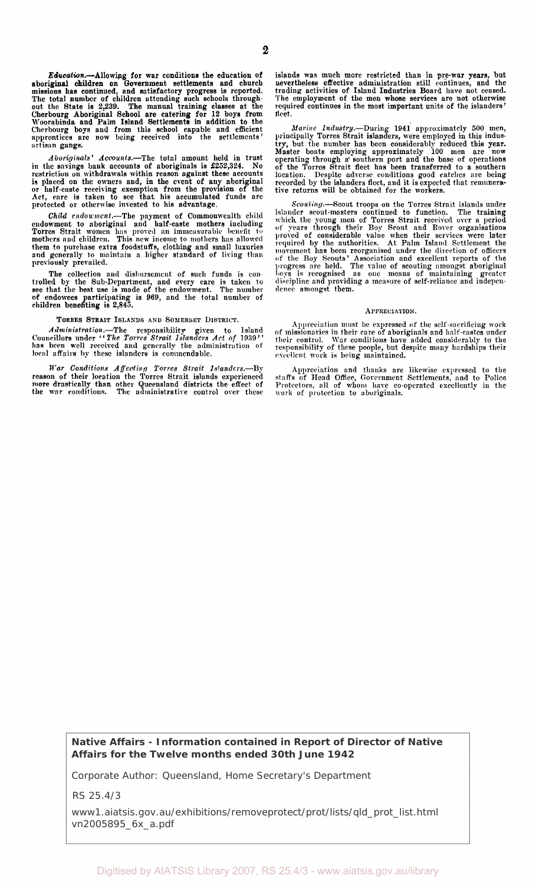*Education*.—Allowing for war conditions the education of aboriginal children on Government settlements and church missions has continued, and satisfactory progress is reported. The total number of children attending such schools throughout the State is 2,239. The manual training classes at the Cherbourg Aboriginal School are catering for 12 boys from Woorabinda and Palm Island Settlements in addition to the Cherbourg boys and from this school capable and efficient apprentices are now being received into the settlements' artisan gangs.

*Aboriginals' Accounts*.—The total amount held in trust in the savings bank accounts of aboriginals is £252,324. No restriction on withdrawals within reason against these accounts is placed on the owners and, in the event of any aboriginal or half-caste receiving exemption from the provision of the Act, care is taken to see that his accumulated funds are protected or otherwise invested to his advantage.

*Child endowment*.—The payment of Commonwealth child endowment to aboriginal and half-caste mothers including Torres Strait women has proved an immeasurable benefit to mothers and children. This new income to mothers has allowed them to purchase extra foodstuffs, clothing and small luxuries and generally to maintain a higher standard of living than previously prevailed.

The collection and disbursement of such funds is controlled by the Sub-Department, and every care is taken to see that the best use is made of the endowment. The number of endowees participating is 969, and the total number of children benefiting is 2,845.

## TORRES STRAIT ISLANDS AND SOMERSET DISTRICT.

*Administration*.—The responsibility given to Island Councillors under "*The Torres Strait Islanders Act of* 1939" has been well received and generally the administration of local affairs by these islanders is commendable.

*War Conditions Affecting Torres Strait Islanders*.—By reason of their location the Torres Strait islands experienced more drastically than other Queensland districts the effect of the war conditions. The administrative control over these islands was much more restricted than in pre-war years, but nevertheless effective administration still continues, and the trading activities of Island Industries Board have not ceased. The employment of the men whose services are not otherwise required continues in the most important units of the islanders' fleet.

*Marine Industry*.—During 1941 approximately 500 men, principally Torres Strait islanders, were employed in this industry, but the number has been considerably reduced this year. Master boats employing approximately 100 men are now operating through a southern port and the base of operations of the Torres Strait fleet has been transferred to a southern location. Despite adverse conditions good catches are being recorded by the islanders fleet, and it is expected that remunerative returns will be obtained for the workers.

*Scouting*.—Scout troops on the Torres Strait islands under islander scout-masters continued to function. The training which the young men of Torres Strait received over a period of years through their Boy Scout and Rover organisations proved of considerable value when their services were later required by the authorities. At Palm Island Settlement the movement has been reorganised under the direction of officers of the Boy Scouts' Association and excellent reports of the progress are held. The value of scouting amongst aboriginal boys is recognised as one means of maintaining greater discipline and providing a measure of self-reliance and independence amongst them.

## APPRECIATION.

Appreciation must be expressed of the self-sacrificing work of missionaries in their care of aboriginals and half-castes under their control. War conditions have added considerably to the responsibility of these people, but despite many hardships their excellent work is being maintained.

Appreciation and thanks are likewise expressed to the staffs of Head Office, Government Settlements, and to Police Protectors, all of whom have co-operated excellently in the work of protection to aboriginals.

**Native Affairs - Information contained in Report of Director of Native Affairs for the Twelve months ended 30th June 1942**

Corporate Author: Queensland, Home Secretary's Department

RS 25.4/3

www1.aiatsis.gov.au/exhibitions/removeprotect/prot/lists/qld_prot_list.html
vn2005895_6x_a.pdf

Digitised by AIATSIS Library 2007, RS 25.4/3 - www.aiatsis.gov.au/library